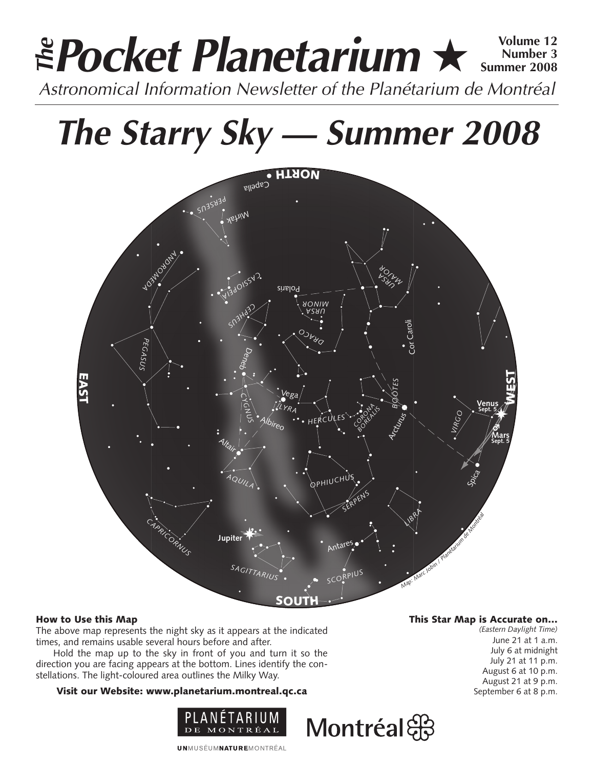# *The* Pocket Planetarium ★

**Volume 12**
**Number 3**
**Summer 2008**

*Astronomical Information Newsletter of the Planétarium de Montréal*

# *The Starry Sky — Summer 2008*

NORTH

Capella, PERSEUS, Mirfak, ANDROMEDA, CASSIOPEIA, Polaris, URSA MINOR, URSA MAJOR, CEPHEUS, DRACO, Cor Caroli, PEGASUS, Deneb, EAST, WEST, Vega, LYRA, CYGNUS, Albireo, HERCULES, CORONA BOREALIS, BOOTES, Arcturus, Venus Sept. 5, VIRGO, Mars Sept. 5, Altair, AQUILA, OPHIUCHUS, SERPENS, Spica, LIBRA, CAPRICORNUS, Jupiter, Antares, SAGITTARIUS, SCORPIUS

SOUTH

Map: Marc Jobin / Planétarium de Montréal

### How to Use this Map

The above map represents the night sky as it appears at the indicated times, and remains usable several hours before and after.

Hold the map up to the sky in front of you and turn it so the direction you are facing appears at the bottom. Lines identify the constellations. The light-coloured area outlines the Milky Way.

**Visit our Website: www.planetarium.montreal.qc.ca**

### This Star Map is Accurate on...

*(Eastern Daylight Time)*

June 21 at 1 a.m.
July 6 at midnight
July 21 at 11 p.m.
August 6 at 10 p.m.
August 21 at 9 p.m.
September 6 at 8 p.m.

PLANÉTARIUM DE MONTRÉAL

Montréal

UNMUSÉUMNATUREMONTRÉAL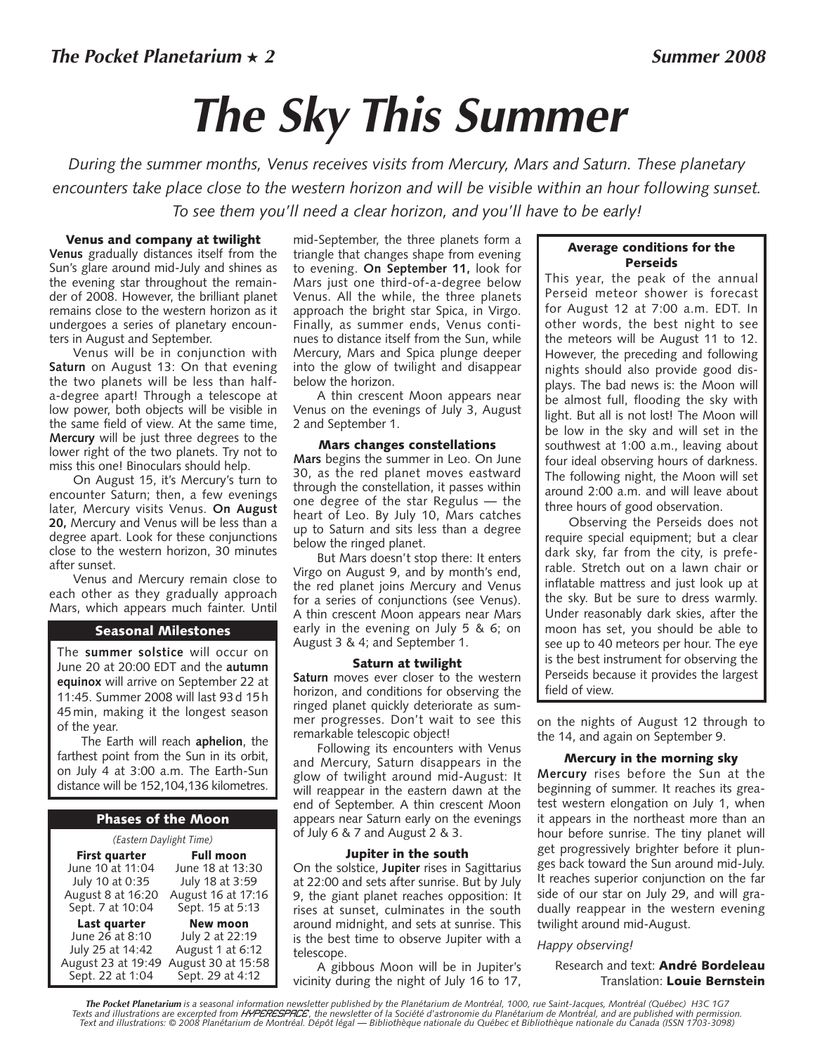# The Sky This Summer

*During the summer months, Venus receives visits from Mercury, Mars and Saturn. These planetary encounters take place close to the western horizon and will be visible within an hour following sunset. To see them you'll need a clear horizon, and you'll have to be early!*

### Venus and company at twilight

**Venus** gradually distances itself from the Sun's glare around mid-July and shines as the evening star throughout the remainder of 2008. However, the brilliant planet remains close to the western horizon as it undergoes a series of planetary encounters in August and September.

Venus will be in conjunction with **Saturn** on August 13: On that evening the two planets will be less than half-a-degree apart! Through a telescope at low power, both objects will be visible in the same field of view. At the same time, **Mercury** will be just three degrees to the lower right of the two planets. Try not to miss this one! Binoculars should help.

On August 15, it's Mercury's turn to encounter Saturn; then, a few evenings later, Mercury visits Venus. **On August 20,** Mercury and Venus will be less than a degree apart. Look for these conjunctions close to the western horizon, 30 minutes after sunset.

Venus and Mercury remain close to each other as they gradually approach Mars, which appears much fainter. Until mid-September, the three planets form a triangle that changes shape from evening to evening. **On September 11,** look for Mars just one third-of-a-degree below Venus. All the while, the three planets approach the bright star Spica, in Virgo. Finally, as summer ends, Venus continues to distance itself from the Sun, while Mercury, Mars and Spica plunge deeper into the glow of twilight and disappear below the horizon.

A thin crescent Moon appears near Venus on the evenings of July 3, August 2 and September 1.

### Seasonal Milestones

The **summer solstice** will occur on June 20 at 20:00 EDT and the **autumn equinox** will arrive on September 22 at 11:45. Summer 2008 will last 93 d 15 h 45 min, making it the longest season of the year.

The Earth will reach **aphelion**, the farthest point from the Sun in its orbit, on July 4 at 3:00 a.m. The Earth-Sun distance will be 152,104,136 kilometres.

### Phases of the Moon

*(Eastern Daylight Time)*

| First quarter | Full moon |
|---|---|
| June 10 at 11:04 | June 18 at 13:30 |
| July 10 at 0:35 | July 18 at 3:59 |
| August 8 at 16:20 | August 16 at 17:16 |
| Sept. 7 at 10:04 | Sept. 15 at 5:13 |
| **Last quarter** | **New moon** |
| June 26 at 8:10 | July 2 at 22:19 |
| July 25 at 14:42 | August 1 at 6:12 |
| August 23 at 19:49 | August 30 at 15:58 |
| Sept. 22 at 1:04 | Sept. 29 at 4:12 |

### Mars changes constellations

**Mars** begins the summer in Leo. On June 30, as the red planet moves eastward through the constellation, it passes within one degree of the star Regulus — the heart of Leo. By July 10, Mars catches up to Saturn and sits less than a degree below the ringed planet.

But Mars doesn't stop there: It enters Virgo on August 9, and by month's end, the red planet joins Mercury and Venus for a series of conjunctions (see Venus). A thin crescent Moon appears near Mars early in the evening on July 5 & 6; on August 3 & 4; and September 1.

### Saturn at twilight

**Saturn** moves ever closer to the western horizon, and conditions for observing the ringed planet quickly deteriorate as summer progresses. Don't wait to see this remarkable telescopic object!

Following its encounters with Venus and Mercury, Saturn disappears in the glow of twilight around mid-August: It will reappear in the eastern dawn at the end of September. A thin crescent Moon appears near Saturn early on the evenings of July 6 & 7 and August 2 & 3.

### Jupiter in the south

On the solstice, **Jupiter** rises in Sagittarius at 22:00 and sets after sunrise. But by July 9, the giant planet reaches opposition: It rises at sunset, culminates in the south around midnight, and sets at sunrise. This is the best time to observe Jupiter with a telescope.

A gibbous Moon will be in Jupiter's vicinity during the night of July 16 to 17, on the nights of August 12 through to the 14, and again on September 9.

### Average conditions for the Perseids

This year, the peak of the annual Perseid meteor shower is forecast for August 12 at 7:00 a.m. EDT. In other words, the best night to see the meteors will be August 11 to 12. However, the preceding and following nights should also provide good displays. The bad news is: the Moon will be almost full, flooding the sky with light. But all is not lost! The Moon will be low in the sky and will set in the southwest at 1:00 a.m., leaving about four ideal observing hours of darkness. The following night, the Moon will set around 2:00 a.m. and will leave about three hours of good observation.

Observing the Perseids does not require special equipment; but a clear dark sky, far from the city, is preferable. Stretch out on a lawn chair or inflatable mattress and just look up at the sky. But be sure to dress warmly. Under reasonably dark skies, after the moon has set, you should be able to see up to 40 meteors per hour. The eye is the best instrument for observing the Perseids because it provides the largest field of view.

### Mercury in the morning sky

**Mercury** rises before the Sun at the beginning of summer. It reaches its greatest western elongation on July 1, when it appears in the northeast more than an hour before sunrise. The tiny planet will get progressively brighter before it plunges back toward the Sun around mid-July. It reaches superior conjunction on the far side of our star on July 29, and will gradually reappear in the western evening twilight around mid-August.

*Happy observing!*

Research and text: **André Bordeleau**
Translation: **Louie Bernstein**

***The Pocket Planetarium*** *is a seasonal information newsletter published by the Planétarium de Montréal, 1000, rue Saint-Jacques, Montréal (Québec) H3C 1G7*
*Texts and illustrations are excerpted from HYPERESPACE, the newsletter of la Société d'astronomie du Planétarium de Montréal, and are published with permission.*
*Text and illustrations: © 2008 Planétarium de Montréal. Dépôt légal — Bibliothèque nationale du Québec et Bibliothèque nationale du Canada (ISSN 1703-3098)*